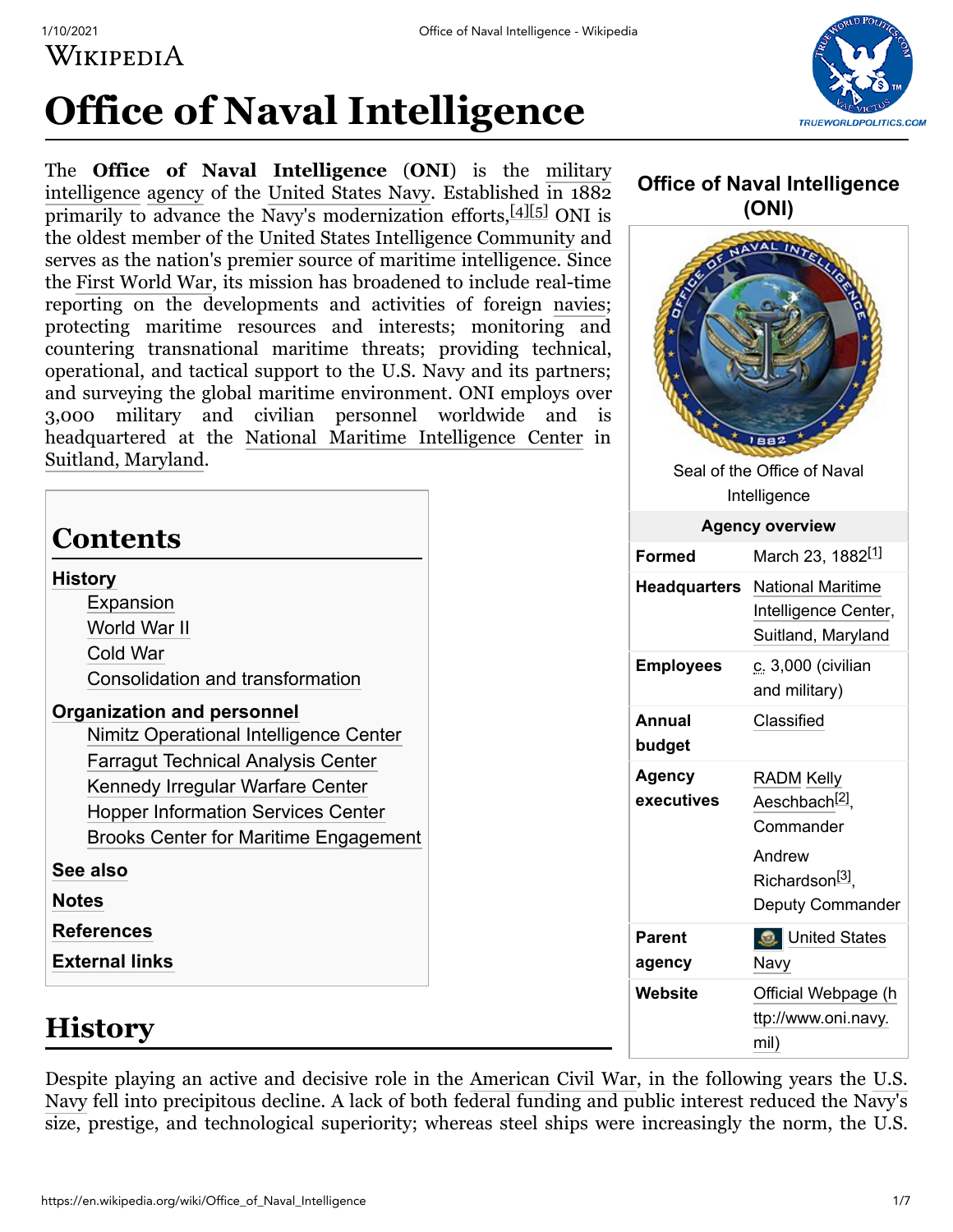# Office of Naval Intelligence

The **Office of Naval Intelligence** (**ONI**) is the military intelligence agency of the United States Navy. Established in 1882 primarily to advance the Navy's modernization efforts,[4][5] ONI is the oldest member of the United States Intelligence Community and serves as the nation's premier source of maritime intelligence. Since the First World War, its mission has broadened to include real-time reporting on the developments and activities of foreign navies; protecting maritime resources and interests; monitoring and countering transnational maritime threats; providing technical, operational, and tactical support to the U.S. Navy and its partners; and surveying the global maritime environment. ONI employs over 3,000 military and civilian personnel worldwide and is headquartered at the National Maritime Intelligence Center in Suitland, Maryland.

**Office of Naval Intelligence (ONI)**

Seal of the Office of Naval Intelligence

| Agency overview | |
|---|---|
| **Formed** | March 23, 1882[1] |
| **Headquarters** | National Maritime Intelligence Center, Suitland, Maryland |
| **Employees** | c. 3,000 (civilian and military) |
| **Annual budget** | Classified |
| **Agency executives** | RADM Kelly Aeschbach[2], Commander; Andrew Richardson[3], Deputy Commander |
| **Parent agency** | United States Navy |
| **Website** | Official Webpage (http://www.oni.navy.mil) |

## Contents

- History
  - Expansion
  - World War II
  - Cold War
  - Consolidation and transformation
- Organization and personnel
  - Nimitz Operational Intelligence Center
  - Farragut Technical Analysis Center
  - Kennedy Irregular Warfare Center
  - Hopper Information Services Center
  - Brooks Center for Maritime Engagement
- See also
- Notes
- References
- External links

## History

Despite playing an active and decisive role in the American Civil War, in the following years the U.S. Navy fell into precipitous decline. A lack of both federal funding and public interest reduced the Navy's size, prestige, and technological superiority; whereas steel ships were increasingly the norm, the U.S.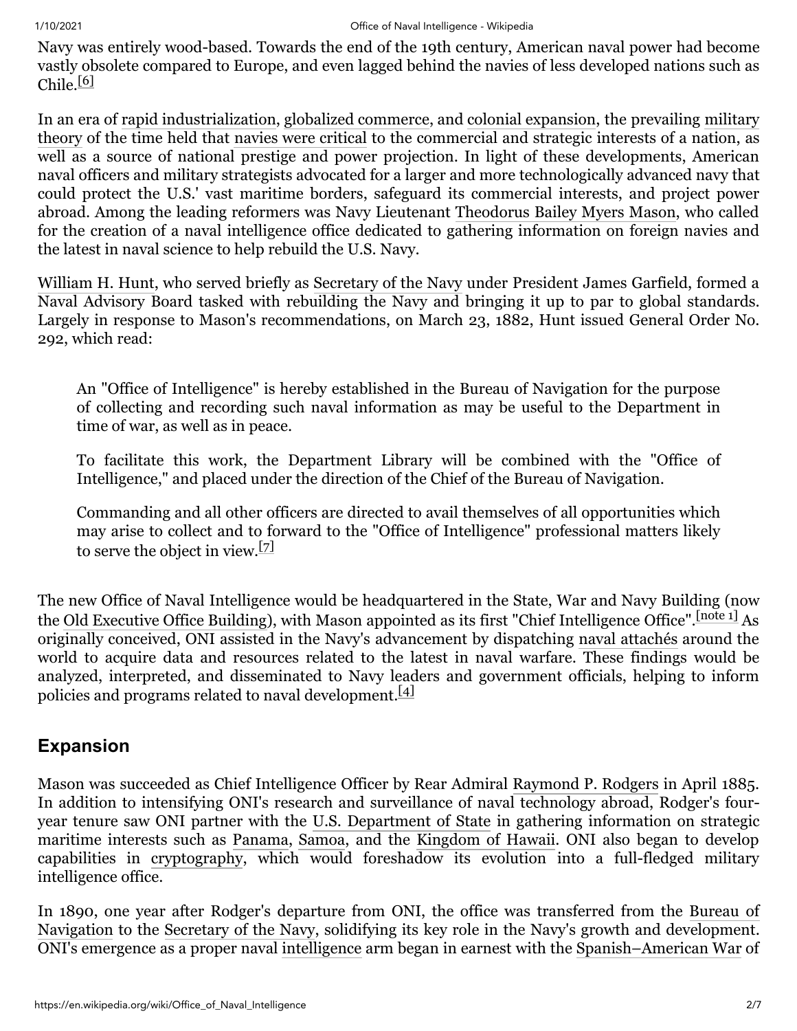Navy was entirely wood-based. Towards the end of the 19th century, American naval power had become vastly obsolete compared to Europe, and even lagged behind the navies of less developed nations such as Chile.[6]

In an era of rapid industrialization, globalized commerce, and colonial expansion, the prevailing military theory of the time held that navies were critical to the commercial and strategic interests of a nation, as well as a source of national prestige and power projection. In light of these developments, American naval officers and military strategists advocated for a larger and more technologically advanced navy that could protect the U.S.' vast maritime borders, safeguard its commercial interests, and project power abroad. Among the leading reformers was Navy Lieutenant Theodorus Bailey Myers Mason, who called for the creation of a naval intelligence office dedicated to gathering information on foreign navies and the latest in naval science to help rebuild the U.S. Navy.

William H. Hunt, who served briefly as Secretary of the Navy under President James Garfield, formed a Naval Advisory Board tasked with rebuilding the Navy and bringing it up to par to global standards. Largely in response to Mason's recommendations, on March 23, 1882, Hunt issued General Order No. 292, which read:

> An "Office of Intelligence" is hereby established in the Bureau of Navigation for the purpose of collecting and recording such naval information as may be useful to the Department in time of war, as well as in peace.
>
> To facilitate this work, the Department Library will be combined with the "Office of Intelligence," and placed under the direction of the Chief of the Bureau of Navigation.
>
> Commanding and all other officers are directed to avail themselves of all opportunities which may arise to collect and to forward to the "Office of Intelligence" professional matters likely to serve the object in view.[7]

The new Office of Naval Intelligence would be headquartered in the State, War and Navy Building (now the Old Executive Office Building), with Mason appointed as its first "Chief Intelligence Office".[note 1] As originally conceived, ONI assisted in the Navy's advancement by dispatching naval attachés around the world to acquire data and resources related to the latest in naval warfare. These findings would be analyzed, interpreted, and disseminated to Navy leaders and government officials, helping to inform policies and programs related to naval development.[4]

## Expansion

Mason was succeeded as Chief Intelligence Officer by Rear Admiral Raymond P. Rodgers in April 1885. In addition to intensifying ONI's research and surveillance of naval technology abroad, Rodger's four-year tenure saw ONI partner with the U.S. Department of State in gathering information on strategic maritime interests such as Panama, Samoa, and the Kingdom of Hawaii. ONI also began to develop capabilities in cryptography, which would foreshadow its evolution into a full-fledged military intelligence office.

In 1890, one year after Rodger's departure from ONI, the office was transferred from the Bureau of Navigation to the Secretary of the Navy, solidifying its key role in the Navy's growth and development. ONI's emergence as a proper naval intelligence arm began in earnest with the Spanish–American War of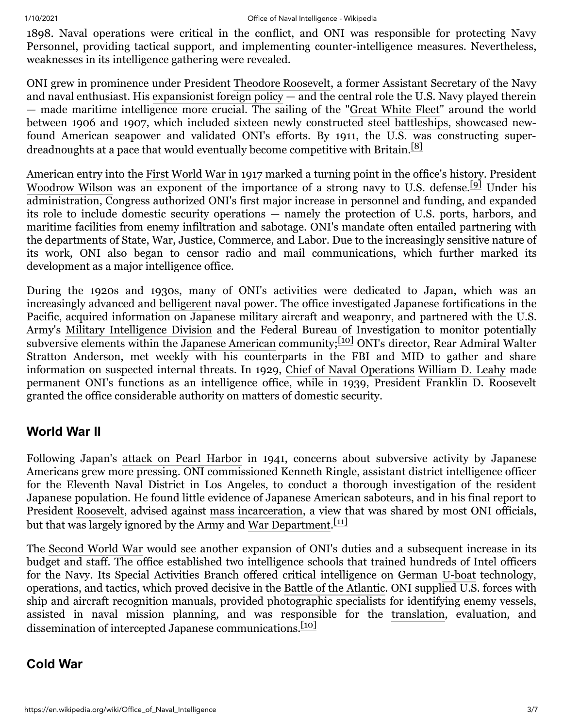1898. Naval operations were critical in the conflict, and ONI was responsible for protecting Navy Personnel, providing tactical support, and implementing counter-intelligence measures. Nevertheless, weaknesses in its intelligence gathering were revealed.

ONI grew in prominence under President Theodore Roosevelt, a former Assistant Secretary of the Navy and naval enthusiast. His expansionist foreign policy — and the central role the U.S. Navy played therein — made maritime intelligence more crucial. The sailing of the "Great White Fleet" around the world between 1906 and 1907, which included sixteen newly constructed steel battleships, showcased new-found American seapower and validated ONI's efforts. By 1911, the U.S. was constructing super-dreadnoughts at a pace that would eventually become competitive with Britain.[8]

American entry into the First World War in 1917 marked a turning point in the office's history. President Woodrow Wilson was an exponent of the importance of a strong navy to U.S. defense.[9] Under his administration, Congress authorized ONI's first major increase in personnel and funding, and expanded its role to include domestic security operations — namely the protection of U.S. ports, harbors, and maritime facilities from enemy infiltration and sabotage. ONI's mandate often entailed partnering with the departments of State, War, Justice, Commerce, and Labor. Due to the increasingly sensitive nature of its work, ONI also began to censor radio and mail communications, which further marked its development as a major intelligence office.

During the 1920s and 1930s, many of ONI's activities were dedicated to Japan, which was an increasingly advanced and belligerent naval power. The office investigated Japanese fortifications in the Pacific, acquired information on Japanese military aircraft and weaponry, and partnered with the U.S. Army's Military Intelligence Division and the Federal Bureau of Investigation to monitor potentially subversive elements within the Japanese American community;[10] ONI's director, Rear Admiral Walter Stratton Anderson, met weekly with his counterparts in the FBI and MID to gather and share information on suspected internal threats. In 1929, Chief of Naval Operations William D. Leahy made permanent ONI's functions as an intelligence office, while in 1939, President Franklin D. Roosevelt granted the office considerable authority on matters of domestic security.

## World War II

Following Japan's attack on Pearl Harbor in 1941, concerns about subversive activity by Japanese Americans grew more pressing. ONI commissioned Kenneth Ringle, assistant district intelligence officer for the Eleventh Naval District in Los Angeles, to conduct a thorough investigation of the resident Japanese population. He found little evidence of Japanese American saboteurs, and in his final report to President Roosevelt, advised against mass incarceration, a view that was shared by most ONI officials, but that was largely ignored by the Army and War Department.[11]

The Second World War would see another expansion of ONI's duties and a subsequent increase in its budget and staff. The office established two intelligence schools that trained hundreds of Intel officers for the Navy. Its Special Activities Branch offered critical intelligence on German U-boat technology, operations, and tactics, which proved decisive in the Battle of the Atlantic. ONI supplied U.S. forces with ship and aircraft recognition manuals, provided photographic specialists for identifying enemy vessels, assisted in naval mission planning, and was responsible for the translation, evaluation, and dissemination of intercepted Japanese communications.[10]

## Cold War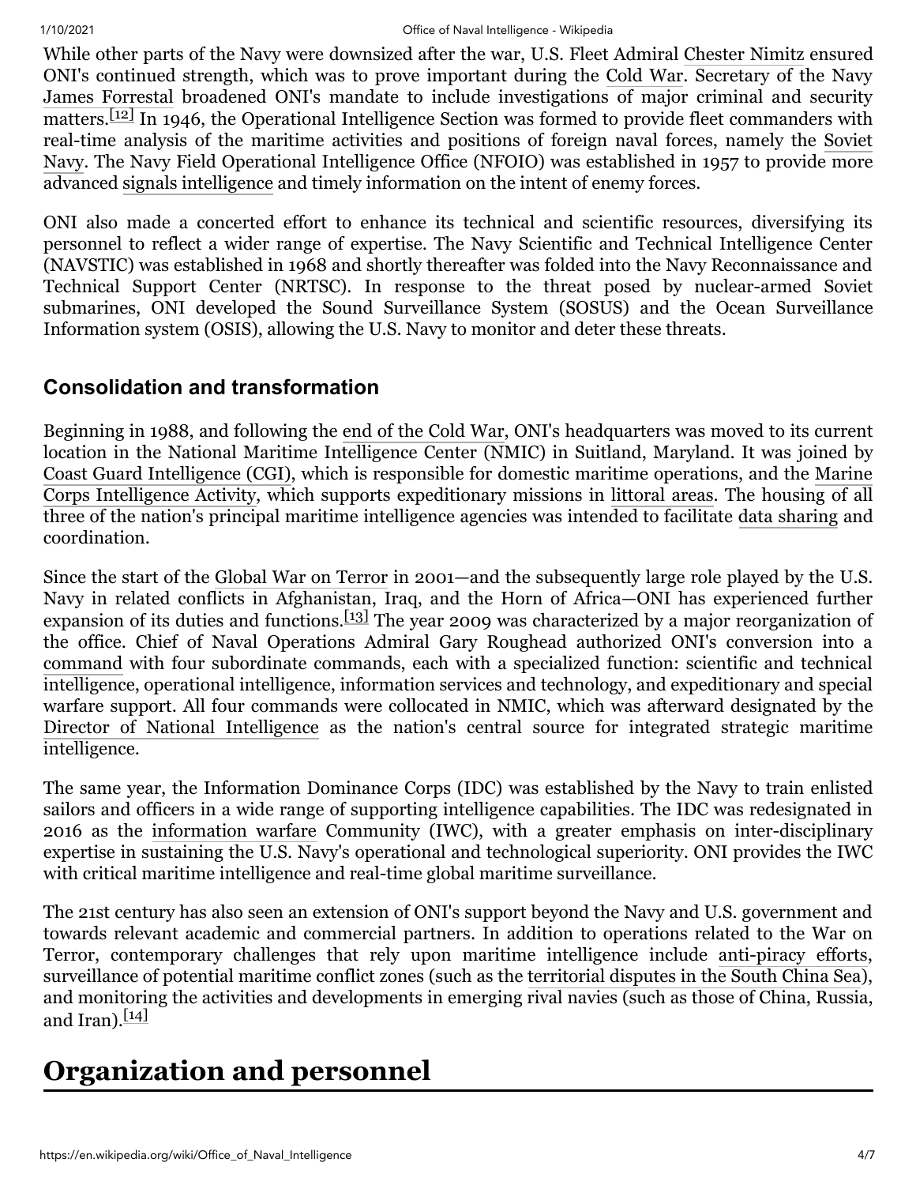While other parts of the Navy were downsized after the war, U.S. Fleet Admiral Chester Nimitz ensured ONI's continued strength, which was to prove important during the Cold War. Secretary of the Navy James Forrestal broadened ONI's mandate to include investigations of major criminal and security matters.[12] In 1946, the Operational Intelligence Section was formed to provide fleet commanders with real-time analysis of the maritime activities and positions of foreign naval forces, namely the Soviet Navy. The Navy Field Operational Intelligence Office (NFOIO) was established in 1957 to provide more advanced signals intelligence and timely information on the intent of enemy forces.

ONI also made a concerted effort to enhance its technical and scientific resources, diversifying its personnel to reflect a wider range of expertise. The Navy Scientific and Technical Intelligence Center (NAVSTIC) was established in 1968 and shortly thereafter was folded into the Navy Reconnaissance and Technical Support Center (NRTSC). In response to the threat posed by nuclear-armed Soviet submarines, ONI developed the Sound Surveillance System (SOSUS) and the Ocean Surveillance Information system (OSIS), allowing the U.S. Navy to monitor and deter these threats.

### Consolidation and transformation

Beginning in 1988, and following the end of the Cold War, ONI's headquarters was moved to its current location in the National Maritime Intelligence Center (NMIC) in Suitland, Maryland. It was joined by Coast Guard Intelligence (CGI), which is responsible for domestic maritime operations, and the Marine Corps Intelligence Activity, which supports expeditionary missions in littoral areas. The housing of all three of the nation's principal maritime intelligence agencies was intended to facilitate data sharing and coordination.

Since the start of the Global War on Terror in 2001—and the subsequently large role played by the U.S. Navy in related conflicts in Afghanistan, Iraq, and the Horn of Africa—ONI has experienced further expansion of its duties and functions.[13] The year 2009 was characterized by a major reorganization of the office. Chief of Naval Operations Admiral Gary Roughead authorized ONI's conversion into a command with four subordinate commands, each with a specialized function: scientific and technical intelligence, operational intelligence, information services and technology, and expeditionary and special warfare support. All four commands were collocated in NMIC, which was afterward designated by the Director of National Intelligence as the nation's central source for integrated strategic maritime intelligence.

The same year, the Information Dominance Corps (IDC) was established by the Navy to train enlisted sailors and officers in a wide range of supporting intelligence capabilities. The IDC was redesignated in 2016 as the information warfare Community (IWC), with a greater emphasis on inter-disciplinary expertise in sustaining the U.S. Navy's operational and technological superiority. ONI provides the IWC with critical maritime intelligence and real-time global maritime surveillance.

The 21st century has also seen an extension of ONI's support beyond the Navy and U.S. government and towards relevant academic and commercial partners. In addition to operations related to the War on Terror, contemporary challenges that rely upon maritime intelligence include anti-piracy efforts, surveillance of potential maritime conflict zones (such as the territorial disputes in the South China Sea), and monitoring the activities and developments in emerging rival navies (such as those of China, Russia, and Iran).[14]

## Organization and personnel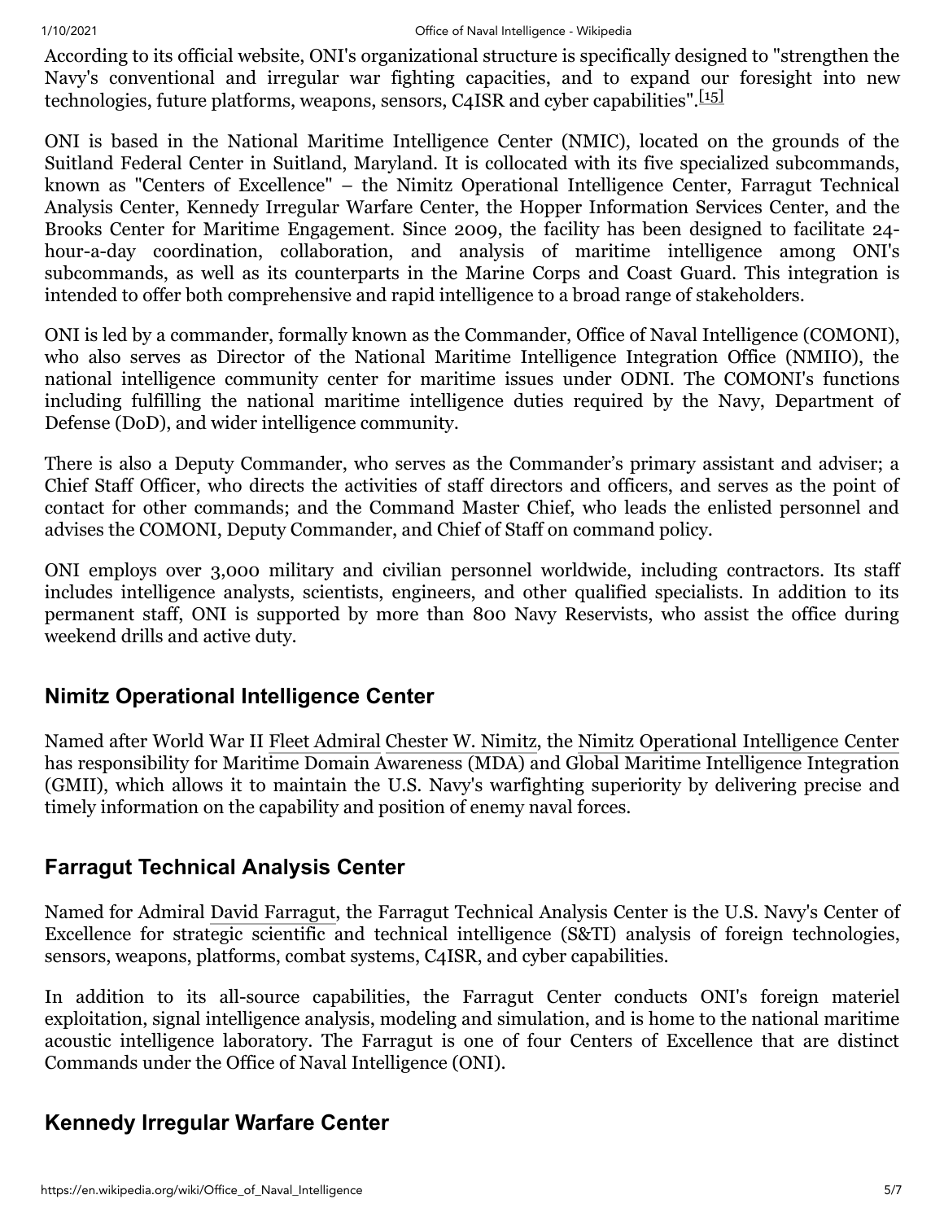According to its official website, ONI's organizational structure is specifically designed to "strengthen the Navy's conventional and irregular war fighting capacities, and to expand our foresight into new technologies, future platforms, weapons, sensors, C4ISR and cyber capabilities".[15]

ONI is based in the National Maritime Intelligence Center (NMIC), located on the grounds of the Suitland Federal Center in Suitland, Maryland. It is collocated with its five specialized subcommands, known as "Centers of Excellence" – the Nimitz Operational Intelligence Center, Farragut Technical Analysis Center, Kennedy Irregular Warfare Center, the Hopper Information Services Center, and the Brooks Center for Maritime Engagement. Since 2009, the facility has been designed to facilitate 24-hour-a-day coordination, collaboration, and analysis of maritime intelligence among ONI's subcommands, as well as its counterparts in the Marine Corps and Coast Guard. This integration is intended to offer both comprehensive and rapid intelligence to a broad range of stakeholders.

ONI is led by a commander, formally known as the Commander, Office of Naval Intelligence (COMONI), who also serves as Director of the National Maritime Intelligence Integration Office (NMIIO), the national intelligence community center for maritime issues under ODNI. The COMONI's functions including fulfilling the national maritime intelligence duties required by the Navy, Department of Defense (DoD), and wider intelligence community.

There is also a Deputy Commander, who serves as the Commander's primary assistant and adviser; a Chief Staff Officer, who directs the activities of staff directors and officers, and serves as the point of contact for other commands; and the Command Master Chief, who leads the enlisted personnel and advises the COMONI, Deputy Commander, and Chief of Staff on command policy.

ONI employs over 3,000 military and civilian personnel worldwide, including contractors. Its staff includes intelligence analysts, scientists, engineers, and other qualified specialists. In addition to its permanent staff, ONI is supported by more than 800 Navy Reservists, who assist the office during weekend drills and active duty.

## Nimitz Operational Intelligence Center

Named after World War II Fleet Admiral Chester W. Nimitz, the Nimitz Operational Intelligence Center has responsibility for Maritime Domain Awareness (MDA) and Global Maritime Intelligence Integration (GMII), which allows it to maintain the U.S. Navy's warfighting superiority by delivering precise and timely information on the capability and position of enemy naval forces.

## Farragut Technical Analysis Center

Named for Admiral David Farragut, the Farragut Technical Analysis Center is the U.S. Navy's Center of Excellence for strategic scientific and technical intelligence (S&TI) analysis of foreign technologies, sensors, weapons, platforms, combat systems, C4ISR, and cyber capabilities.

In addition to its all-source capabilities, the Farragut Center conducts ONI's foreign materiel exploitation, signal intelligence analysis, modeling and simulation, and is home to the national maritime acoustic intelligence laboratory. The Farragut is one of four Centers of Excellence that are distinct Commands under the Office of Naval Intelligence (ONI).

## Kennedy Irregular Warfare Center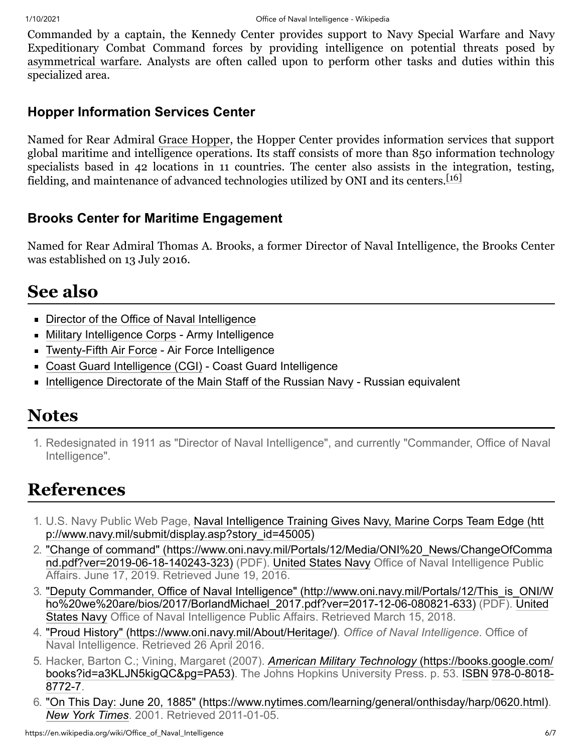Commanded by a captain, the Kennedy Center provides support to Navy Special Warfare and Navy Expeditionary Combat Command forces by providing intelligence on potential threats posed by asymmetrical warfare. Analysts are often called upon to perform other tasks and duties within this specialized area.

### Hopper Information Services Center

Named for Rear Admiral Grace Hopper, the Hopper Center provides information services that support global maritime and intelligence operations. Its staff consists of more than 850 information technology specialists based in 42 locations in 11 countries. The center also assists in the integration, testing, fielding, and maintenance of advanced technologies utilized by ONI and its centers.[16]

### Brooks Center for Maritime Engagement

Named for Rear Admiral Thomas A. Brooks, a former Director of Naval Intelligence, the Brooks Center was established on 13 July 2016.

## See also

- Director of the Office of Naval Intelligence
- Military Intelligence Corps - Army Intelligence
- Twenty-Fifth Air Force - Air Force Intelligence
- Coast Guard Intelligence (CGI) - Coast Guard Intelligence
- Intelligence Directorate of the Main Staff of the Russian Navy - Russian equivalent

## Notes

1. Redesignated in 1911 as "Director of Naval Intelligence", and currently "Commander, Office of Naval Intelligence".

## References

1. U.S. Navy Public Web Page, Naval Intelligence Training Gives Navy, Marine Corps Team Edge (http://www.navy.mil/submit/display.asp?story_id=45005)
2. "Change of command" (https://www.oni.navy.mil/Portals/12/Media/ONI%20_News/ChangeOfCommand.pdf?ver=2019-06-18-140243-323) (PDF). United States Navy Office of Naval Intelligence Public Affairs. June 17, 2019. Retrieved June 19, 2016.
3. "Deputy Commander, Office of Naval Intelligence" (http://www.oni.navy.mil/Portals/12/This_is_ONI/Who%20we%20are/bios/2017/BorlandMichael_2017.pdf?ver=2017-12-06-080821-633) (PDF). United States Navy Office of Naval Intelligence Public Affairs. Retrieved March 15, 2018.
4. "Proud History" (https://www.oni.navy.mil/About/Heritage/). *Office of Naval Intelligence*. Office of Naval Intelligence. Retrieved 26 April 2016.
5. Hacker, Barton C.; Vining, Margaret (2007). *American Military Technology* (https://books.google.com/books?id=a3KLJN5kigQC&pg=PA53). The Johns Hopkins University Press. p. 53. ISBN 978-0-8018-8772-7.
6. "On This Day: June 20, 1885" (https://www.nytimes.com/learning/general/onthisday/harp/0620.html). *New York Times*. 2001. Retrieved 2011-01-05.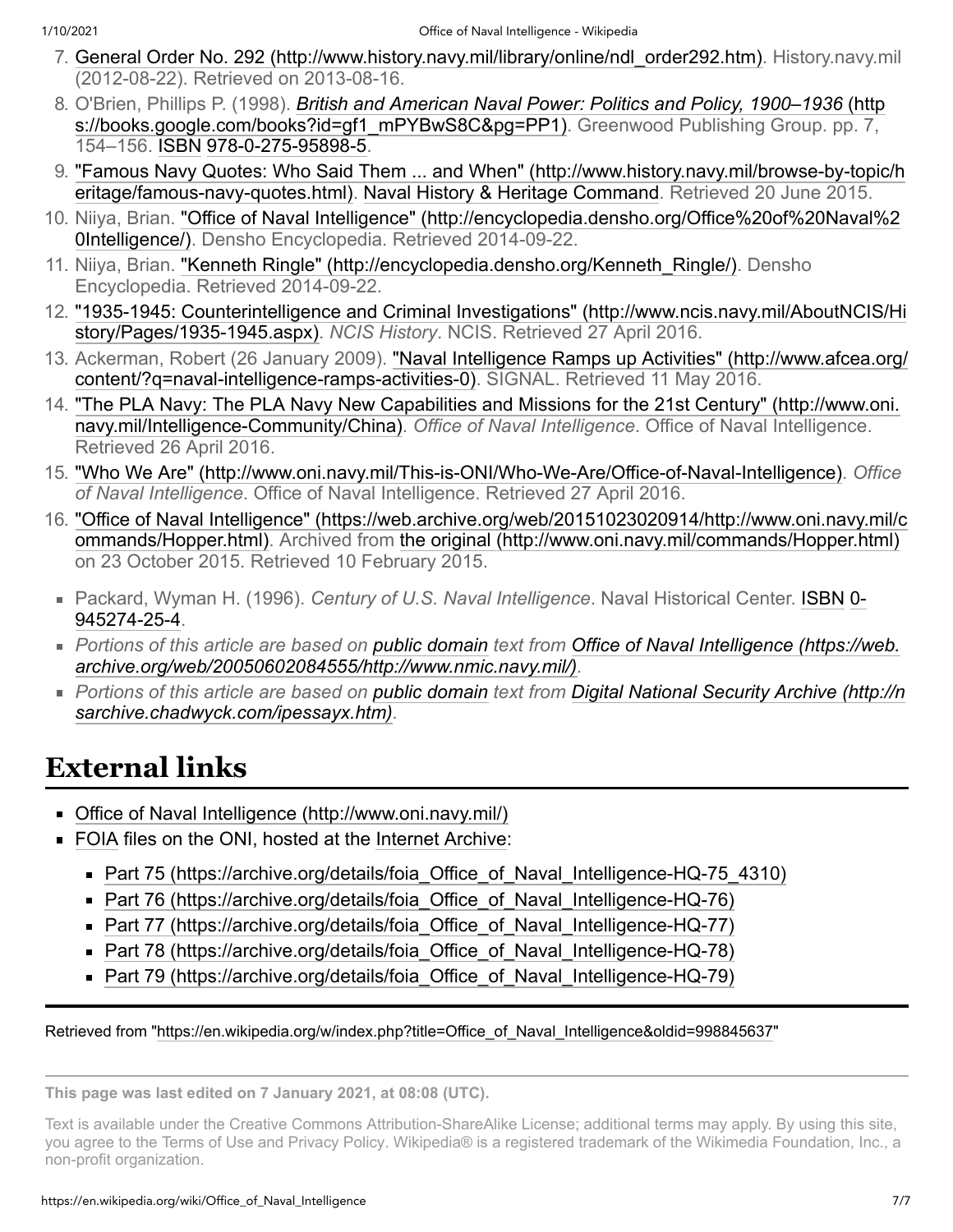7. General Order No. 292 (http://www.history.navy.mil/library/online/ndl_order292.htm). History.navy.mil (2012-08-22). Retrieved on 2013-08-16.
8. O'Brien, Phillips P. (1998). *British and American Naval Power: Politics and Policy, 1900–1936* (https://books.google.com/books?id=gf1_mPYBwS8C&pg=PP1). Greenwood Publishing Group. pp. 7, 154–156. ISBN 978-0-275-95898-5.
9. "Famous Navy Quotes: Who Said Them ... and When" (http://www.history.navy.mil/browse-by-topic/heritage/famous-navy-quotes.html). Naval History & Heritage Command. Retrieved 20 June 2015.
10. Niiya, Brian. "Office of Naval Intelligence" (http://encyclopedia.densho.org/Office%20of%20Naval%20Intelligence/). Densho Encyclopedia. Retrieved 2014-09-22.
11. Niiya, Brian. "Kenneth Ringle" (http://encyclopedia.densho.org/Kenneth_Ringle/). Densho Encyclopedia. Retrieved 2014-09-22.
12. "1935-1945: Counterintelligence and Criminal Investigations" (http://www.ncis.navy.mil/AboutNCIS/History/Pages/1935-1945.aspx). *NCIS History*. NCIS. Retrieved 27 April 2016.
13. Ackerman, Robert (26 January 2009). "Naval Intelligence Ramps up Activities" (http://www.afcea.org/content/?q=naval-intelligence-ramps-activities-0). SIGNAL. Retrieved 11 May 2016.
14. "The PLA Navy: The PLA Navy New Capabilities and Missions for the 21st Century" (http://www.oni.navy.mil/Intelligence-Community/China). *Office of Naval Intelligence*. Office of Naval Intelligence. Retrieved 26 April 2016.
15. "Who We Are" (http://www.oni.navy.mil/This-is-ONI/Who-We-Are/Office-of-Naval-Intelligence). *Office of Naval Intelligence*. Office of Naval Intelligence. Retrieved 27 April 2016.
16. "Office of Naval Intelligence" (https://web.archive.org/web/20151023020914/http://www.oni.navy.mil/commands/Hopper.html). Archived from the original (http://www.oni.navy.mil/commands/Hopper.html) on 23 October 2015. Retrieved 10 February 2015.

- Packard, Wyman H. (1996). *Century of U.S. Naval Intelligence*. Naval Historical Center. ISBN 0-945274-25-4.
- *Portions of this article are based on public domain text from Office of Naval Intelligence (https://web.archive.org/web/20050602084555/http://www.nmic.navy.mil/).*
- *Portions of this article are based on public domain text from Digital National Security Archive (http://nsarchive.chadwyck.com/ipessayx.htm).*

## External links

- Office of Naval Intelligence (http://www.oni.navy.mil/)
- FOIA files on the ONI, hosted at the Internet Archive:
  - Part 75 (https://archive.org/details/foia_Office_of_Naval_Intelligence-HQ-75_4310)
  - Part 76 (https://archive.org/details/foia_Office_of_Naval_Intelligence-HQ-76)
  - Part 77 (https://archive.org/details/foia_Office_of_Naval_Intelligence-HQ-77)
  - Part 78 (https://archive.org/details/foia_Office_of_Naval_Intelligence-HQ-78)
  - Part 79 (https://archive.org/details/foia_Office_of_Naval_Intelligence-HQ-79)

Retrieved from "https://en.wikipedia.org/w/index.php?title=Office_of_Naval_Intelligence&oldid=998845637"

**This page was last edited on 7 January 2021, at 08:08 (UTC).**

Text is available under the Creative Commons Attribution-ShareAlike License; additional terms may apply. By using this site, you agree to the Terms of Use and Privacy Policy. Wikipedia® is a registered trademark of the Wikimedia Foundation, Inc., a non-profit organization.